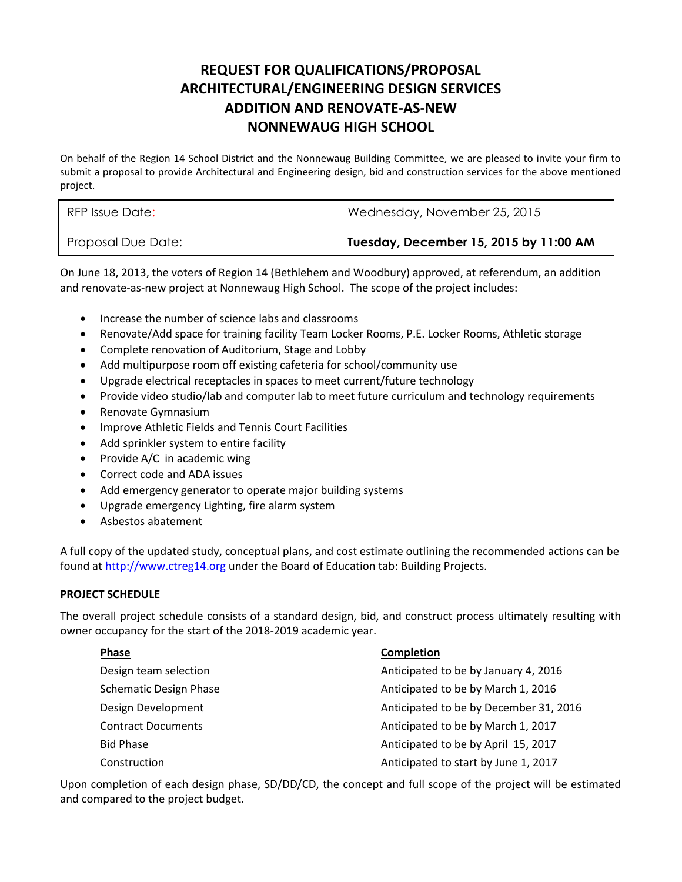# REQUEST FOR QUALIFICATIONS/PROPOSAL
# ARCHITECTURAL/ENGINEERING DESIGN SERVICES
# ADDITION AND RENOVATE-AS-NEW
# NONNEWAUG HIGH SCHOOL

On behalf of the Region 14 School District and the Nonnewaug Building Committee, we are pleased to invite your firm to submit a proposal to provide Architectural and Engineering design, bid and construction services for the above mentioned project.

| RFP Issue Date: | Wednesday, November 25, 2015 |
|---|---|
| Proposal Due Date: | **Tuesday, December 15, 2015 by 11:00 AM** |

On June 18, 2013, the voters of Region 14 (Bethlehem and Woodbury) approved, at referendum, an addition and renovate-as-new project at Nonnewaug High School. The scope of the project includes:

- Increase the number of science labs and classrooms
- Renovate/Add space for training facility Team Locker Rooms, P.E. Locker Rooms, Athletic storage
- Complete renovation of Auditorium, Stage and Lobby
- Add multipurpose room off existing cafeteria for school/community use
- Upgrade electrical receptacles in spaces to meet current/future technology
- Provide video studio/lab and computer lab to meet future curriculum and technology requirements
- Renovate Gymnasium
- Improve Athletic Fields and Tennis Court Facilities
- Add sprinkler system to entire facility
- Provide A/C in academic wing
- Correct code and ADA issues
- Add emergency generator to operate major building systems
- Upgrade emergency Lighting, fire alarm system
- Asbestos abatement

A full copy of the updated study, conceptual plans, and cost estimate outlining the recommended actions can be found at http://www.ctreg14.org under the Board of Education tab: Building Projects.

## PROJECT SCHEDULE

The overall project schedule consists of a standard design, bid, and construct process ultimately resulting with owner occupancy for the start of the 2018-2019 academic year.

| Phase | Completion |
|---|---|
| Design team selection | Anticipated to be by January 4, 2016 |
| Schematic Design Phase | Anticipated to be by March 1, 2016 |
| Design Development | Anticipated to be by December 31, 2016 |
| Contract Documents | Anticipated to be by March 1, 2017 |
| Bid Phase | Anticipated to be by April 15, 2017 |
| Construction | Anticipated to start by June 1, 2017 |

Upon completion of each design phase, SD/DD/CD, the concept and full scope of the project will be estimated and compared to the project budget.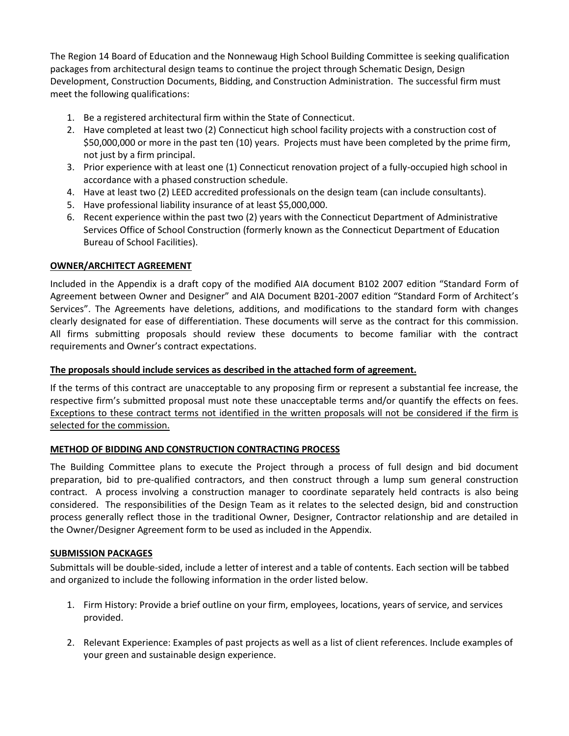The Region 14 Board of Education and the Nonnewaug High School Building Committee is seeking qualification packages from architectural design teams to continue the project through Schematic Design, Design Development, Construction Documents, Bidding, and Construction Administration. The successful firm must meet the following qualifications:

1. Be a registered architectural firm within the State of Connecticut.
2. Have completed at least two (2) Connecticut high school facility projects with a construction cost of $50,000,000 or more in the past ten (10) years. Projects must have been completed by the prime firm, not just by a firm principal.
3. Prior experience with at least one (1) Connecticut renovation project of a fully-occupied high school in accordance with a phased construction schedule.
4. Have at least two (2) LEED accredited professionals on the design team (can include consultants).
5. Have professional liability insurance of at least $5,000,000.
6. Recent experience within the past two (2) years with the Connecticut Department of Administrative Services Office of School Construction (formerly known as the Connecticut Department of Education Bureau of School Facilities).

**OWNER/ARCHITECT AGREEMENT**

Included in the Appendix is a draft copy of the modified AIA document B102 2007 edition "Standard Form of Agreement between Owner and Designer" and AIA Document B201-2007 edition "Standard Form of Architect's Services". The Agreements have deletions, additions, and modifications to the standard form with changes clearly designated for ease of differentiation. These documents will serve as the contract for this commission. All firms submitting proposals should review these documents to become familiar with the contract requirements and Owner's contract expectations.

**The proposals should include services as described in the attached form of agreement.**

If the terms of this contract are unacceptable to any proposing firm or represent a substantial fee increase, the respective firm's submitted proposal must note these unacceptable terms and/or quantify the effects on fees. Exceptions to these contract terms not identified in the written proposals will not be considered if the firm is selected for the commission.

**METHOD OF BIDDING AND CONSTRUCTION CONTRACTING PROCESS**

The Building Committee plans to execute the Project through a process of full design and bid document preparation, bid to pre-qualified contractors, and then construct through a lump sum general construction contract. A process involving a construction manager to coordinate separately held contracts is also being considered. The responsibilities of the Design Team as it relates to the selected design, bid and construction process generally reflect those in the traditional Owner, Designer, Contractor relationship and are detailed in the Owner/Designer Agreement form to be used as included in the Appendix.

**SUBMISSION PACKAGES**

Submittals will be double-sided, include a letter of interest and a table of contents. Each section will be tabbed and organized to include the following information in the order listed below.

1. Firm History: Provide a brief outline on your firm, employees, locations, years of service, and services provided.

2. Relevant Experience: Examples of past projects as well as a list of client references. Include examples of your green and sustainable design experience.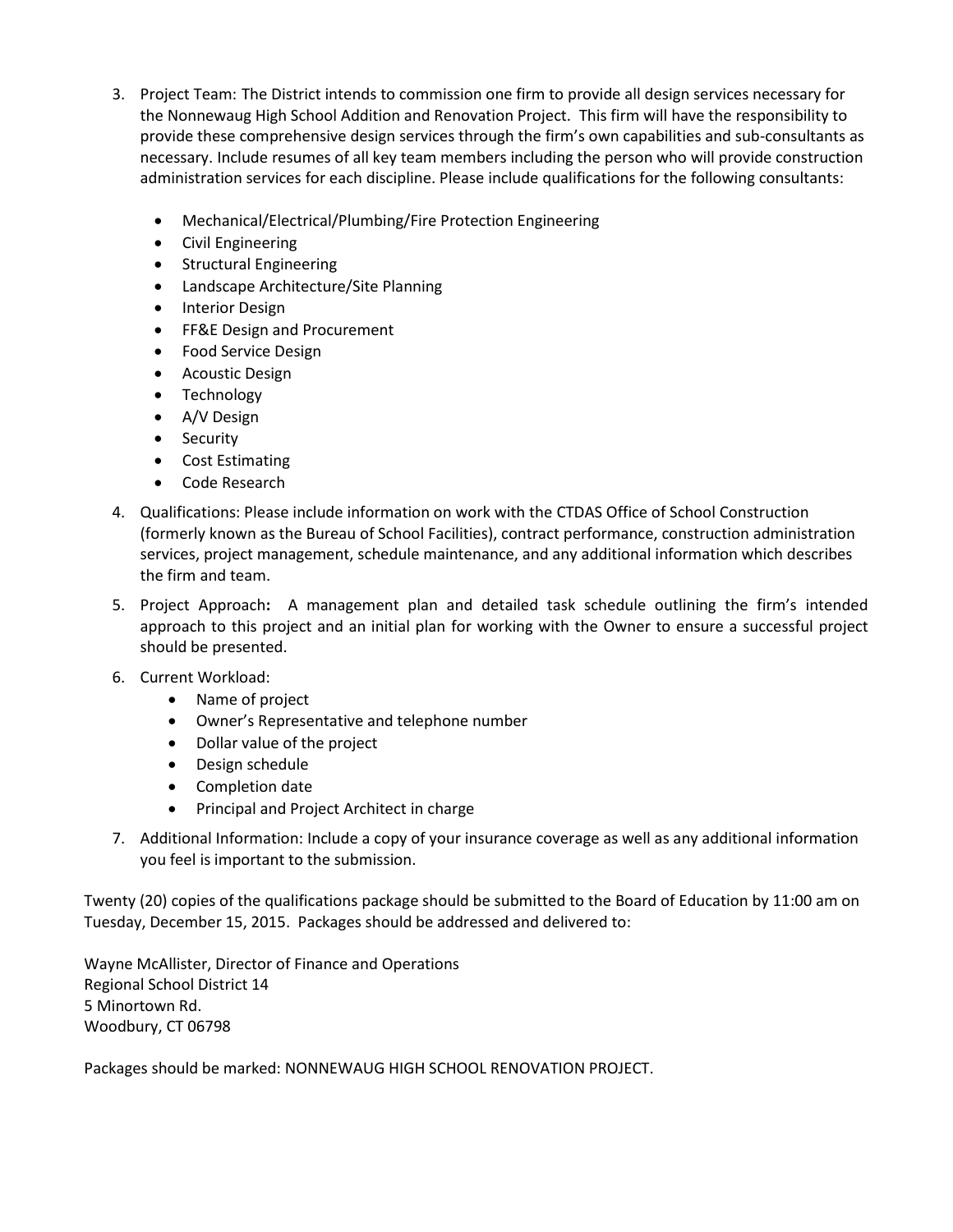3. Project Team: The District intends to commission one firm to provide all design services necessary for the Nonnewaug High School Addition and Renovation Project. This firm will have the responsibility to provide these comprehensive design services through the firm's own capabilities and sub-consultants as necessary. Include resumes of all key team members including the person who will provide construction administration services for each discipline. Please include qualifications for the following consultants:

   - Mechanical/Electrical/Plumbing/Fire Protection Engineering
   - Civil Engineering
   - Structural Engineering
   - Landscape Architecture/Site Planning
   - Interior Design
   - FF&E Design and Procurement
   - Food Service Design
   - Acoustic Design
   - Technology
   - A/V Design
   - Security
   - Cost Estimating
   - Code Research

4. Qualifications: Please include information on work with the CTDAS Office of School Construction (formerly known as the Bureau of School Facilities), contract performance, construction administration services, project management, schedule maintenance, and any additional information which describes the firm and team.

5. Project Approach**:** A management plan and detailed task schedule outlining the firm's intended approach to this project and an initial plan for working with the Owner to ensure a successful project should be presented.

6. Current Workload:
   - Name of project
   - Owner's Representative and telephone number
   - Dollar value of the project
   - Design schedule
   - Completion date
   - Principal and Project Architect in charge

7. Additional Information: Include a copy of your insurance coverage as well as any additional information you feel is important to the submission.

Twenty (20) copies of the qualifications package should be submitted to the Board of Education by 11:00 am on Tuesday, December 15, 2015. Packages should be addressed and delivered to:

Wayne McAllister, Director of Finance and Operations
Regional School District 14
5 Minortown Rd.
Woodbury, CT 06798

Packages should be marked: NONNEWAUG HIGH SCHOOL RENOVATION PROJECT.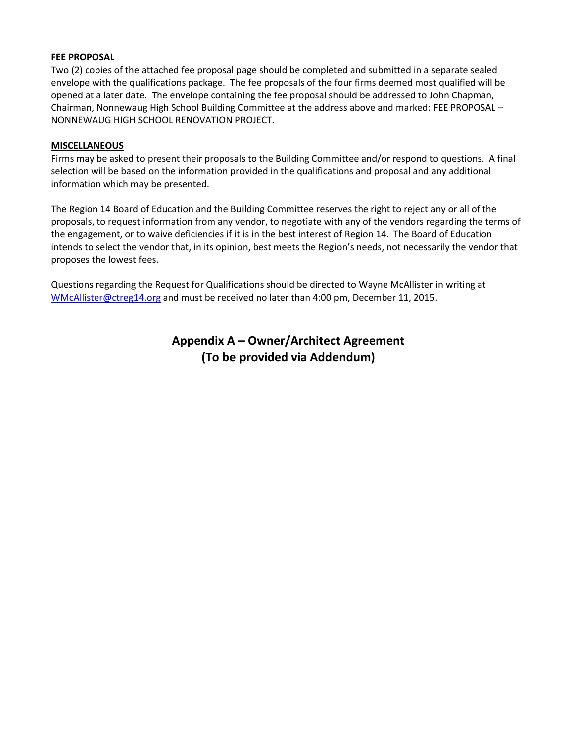**FEE PROPOSAL**

Two (2) copies of the attached fee proposal page should be completed and submitted in a separate sealed envelope with the qualifications package. The fee proposals of the four firms deemed most qualified will be opened at a later date. The envelope containing the fee proposal should be addressed to John Chapman, Chairman, Nonnewaug High School Building Committee at the address above and marked: FEE PROPOSAL – NONNEWAUG HIGH SCHOOL RENOVATION PROJECT.

**MISCELLANEOUS**

Firms may be asked to present their proposals to the Building Committee and/or respond to questions. A final selection will be based on the information provided in the qualifications and proposal and any additional information which may be presented.

The Region 14 Board of Education and the Building Committee reserves the right to reject any or all of the proposals, to request information from any vendor, to negotiate with any of the vendors regarding the terms of the engagement, or to waive deficiencies if it is in the best interest of Region 14. The Board of Education intends to select the vendor that, in its opinion, best meets the Region's needs, not necessarily the vendor that proposes the lowest fees.

Questions regarding the Request for Qualifications should be directed to Wayne McAllister in writing at WMcAllister@ctreg14.org and must be received no later than 4:00 pm, December 11, 2015.

## Appendix A – Owner/Architect Agreement
## (To be provided via Addendum)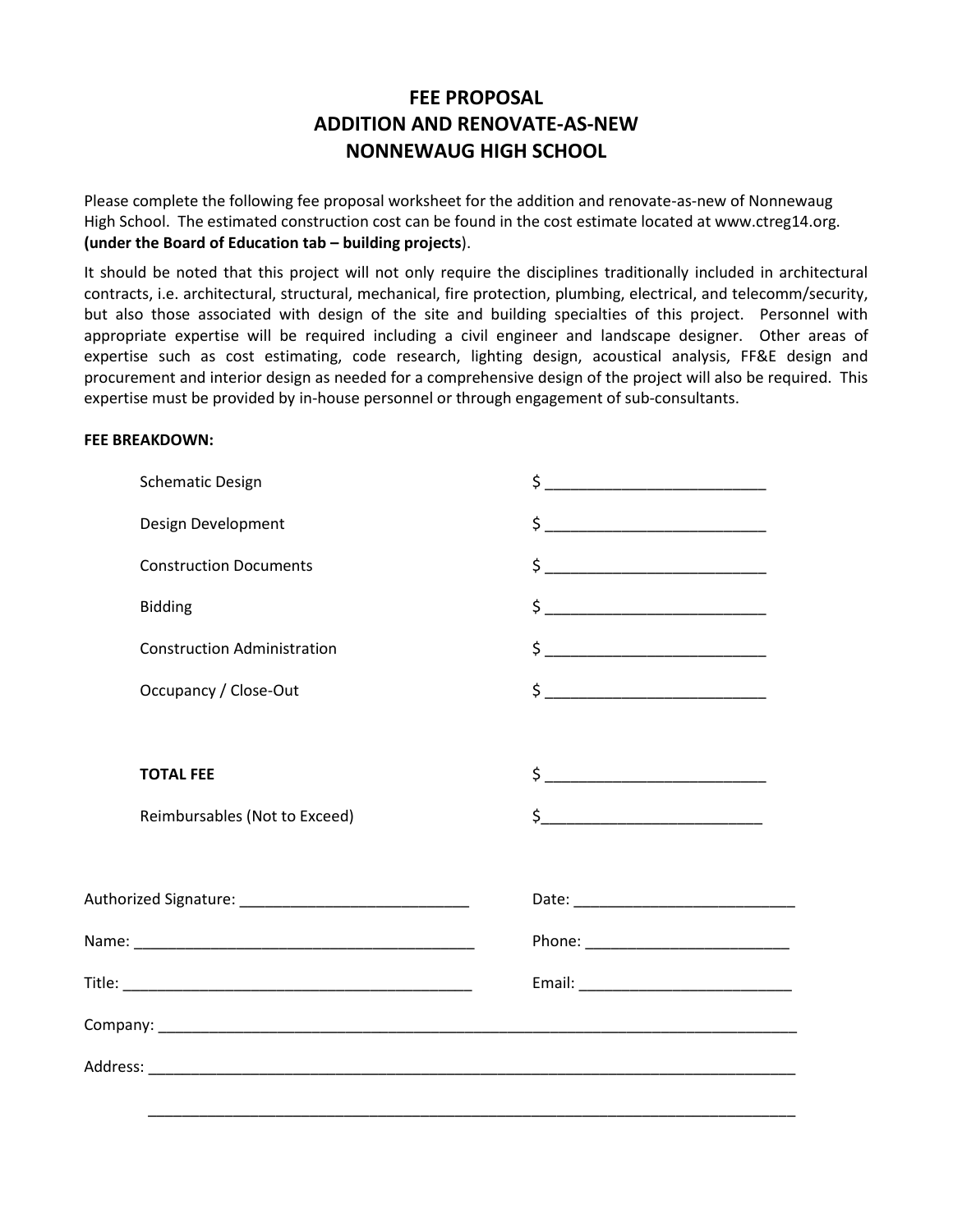# FEE PROPOSAL
# ADDITION AND RENOVATE-AS-NEW
# NONNEWAUG HIGH SCHOOL

Please complete the following fee proposal worksheet for the addition and renovate-as-new of Nonnewaug High School. The estimated construction cost can be found in the cost estimate located at www.ctreg14.org. **(under the Board of Education tab – building projects**).

It should be noted that this project will not only require the disciplines traditionally included in architectural contracts, i.e. architectural, structural, mechanical, fire protection, plumbing, electrical, and telecomm/security, but also those associated with design of the site and building specialties of this project. Personnel with appropriate expertise will be required including a civil engineer and landscape designer. Other areas of expertise such as cost estimating, code research, lighting design, acoustical analysis, FF&E design and procurement and interior design as needed for a comprehensive design of the project will also be required. This expertise must be provided by in-house personnel or through engagement of sub-consultants.

**FEE BREAKDOWN:**

| | |
|---|---|
| Schematic Design | $ ___________________________ |
| Design Development | $ ___________________________ |
| Construction Documents | $ ___________________________ |
| Bidding | $ ___________________________ |
| Construction Administration | $ ___________________________ |
| Occupancy / Close-Out | $ ___________________________ |
| **TOTAL FEE** | $ ___________________________ |
| Reimbursables (Not to Exceed) | $___________________________ |

Authorized Signature: ___________________________ Date: ___________________________

Name: ___________________________________________ Phone: _________________________

Title: ___________________________________________ Email: __________________________

Company: _________________________________________________________________________________

Address: _________________________________________________________________________________

_________________________________________________________________________________